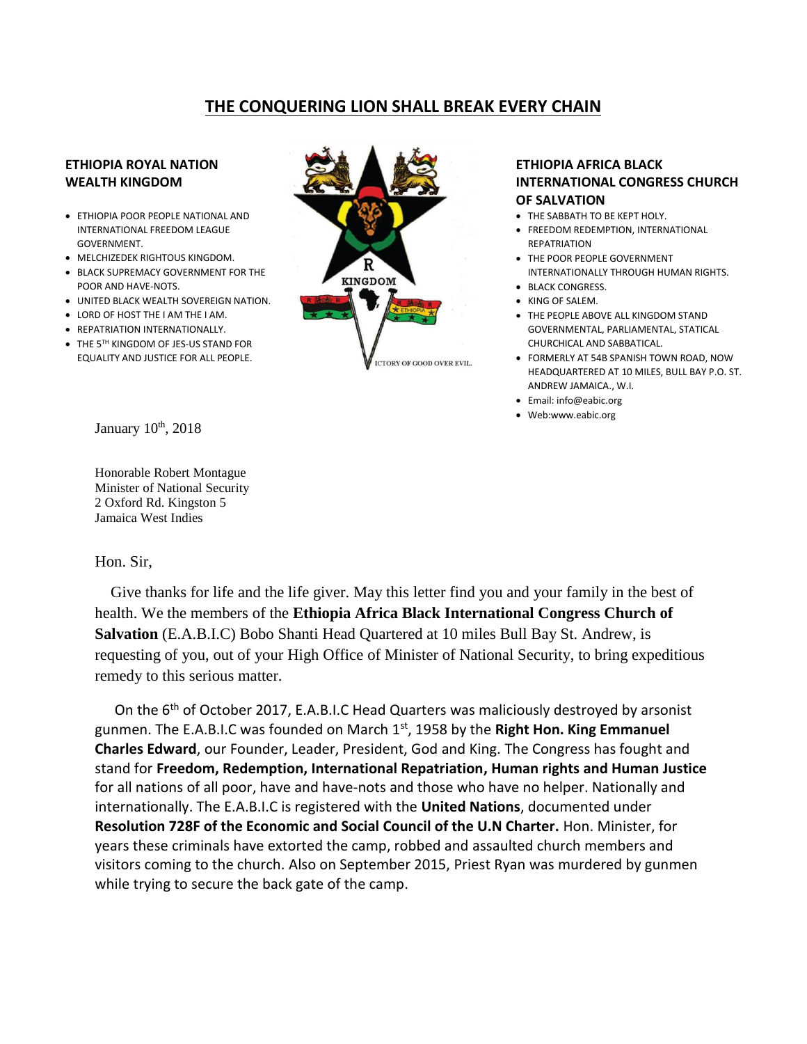# THE CONQUERING LION SHALL BREAK EVERY CHAIN

**ETHIOPIA ROYAL NATION WEALTH KINGDOM**

- ETHIOPIA POOR PEOPLE NATIONAL AND INTERNATIONAL FREEDOM LEAGUE GOVERNMENT.
- MELCHIZEDEK RIGHTOUS KINGDOM.
- BLACK SUPREMACY GOVERNMENT FOR THE POOR AND HAVE-NOTS.
- UNITED BLACK WEALTH SOVEREIGN NATION.
- LORD OF HOST THE I AM THE I AM.
- REPATRIATION INTERNATIONALLY.
- THE 5TH KINGDOM OF JES-US STAND FOR EQUALITY AND JUSTICE FOR ALL PEOPLE.

R
KINGDOM
ETHIOPIA
ICTORY OF GOOD OVER EVIL.

**ETHIOPIA AFRICA BLACK INTERNATIONAL CONGRESS CHURCH OF SALVATION**

- THE SABBATH TO BE KEPT HOLY.
- FREEDOM REDEMPTION, INTERNATIONAL REPATRIATION
- THE POOR PEOPLE GOVERNMENT INTERNATIONALLY THROUGH HUMAN RIGHTS.
- BLACK CONGRESS.
- KING OF SALEM.
- THE PEOPLE ABOVE ALL KINGDOM STAND GOVERNMENTAL, PARLIAMENTAL, STATICAL CHURCHICAL AND SABBATICAL.
- FORMERLY AT 54B SPANISH TOWN ROAD, NOW HEADQUARTERED AT 10 MILES, BULL BAY P.O. ST. ANDREW JAMAICA., W.I.
- Email: info@eabic.org
- Web:www.eabic.org

January 10th, 2018

Honorable Robert Montague
Minister of National Security
2 Oxford Rd. Kingston 5
Jamaica West Indies

Hon. Sir,

Give thanks for life and the life giver. May this letter find you and your family in the best of health. We the members of the **Ethiopia Africa Black International Congress Church of Salvation** (E.A.B.I.C) Bobo Shanti Head Quartered at 10 miles Bull Bay St. Andrew, is requesting of you, out of your High Office of Minister of National Security, to bring expeditious remedy to this serious matter.

On the 6th of October 2017, E.A.B.I.C Head Quarters was maliciously destroyed by arsonist gunmen. The E.A.B.I.C was founded on March 1st, 1958 by the **Right Hon. King Emmanuel Charles Edward**, our Founder, Leader, President, God and King. The Congress has fought and stand for **Freedom, Redemption, International Repatriation, Human rights and Human Justice** for all nations of all poor, have and have-nots and those who have no helper. Nationally and internationally. The E.A.B.I.C is registered with the **United Nations**, documented under **Resolution 728F of the Economic and Social Council of the U.N Charter.** Hon. Minister, for years these criminals have extorted the camp, robbed and assaulted church members and visitors coming to the church. Also on September 2015, Priest Ryan was murdered by gunmen while trying to secure the back gate of the camp.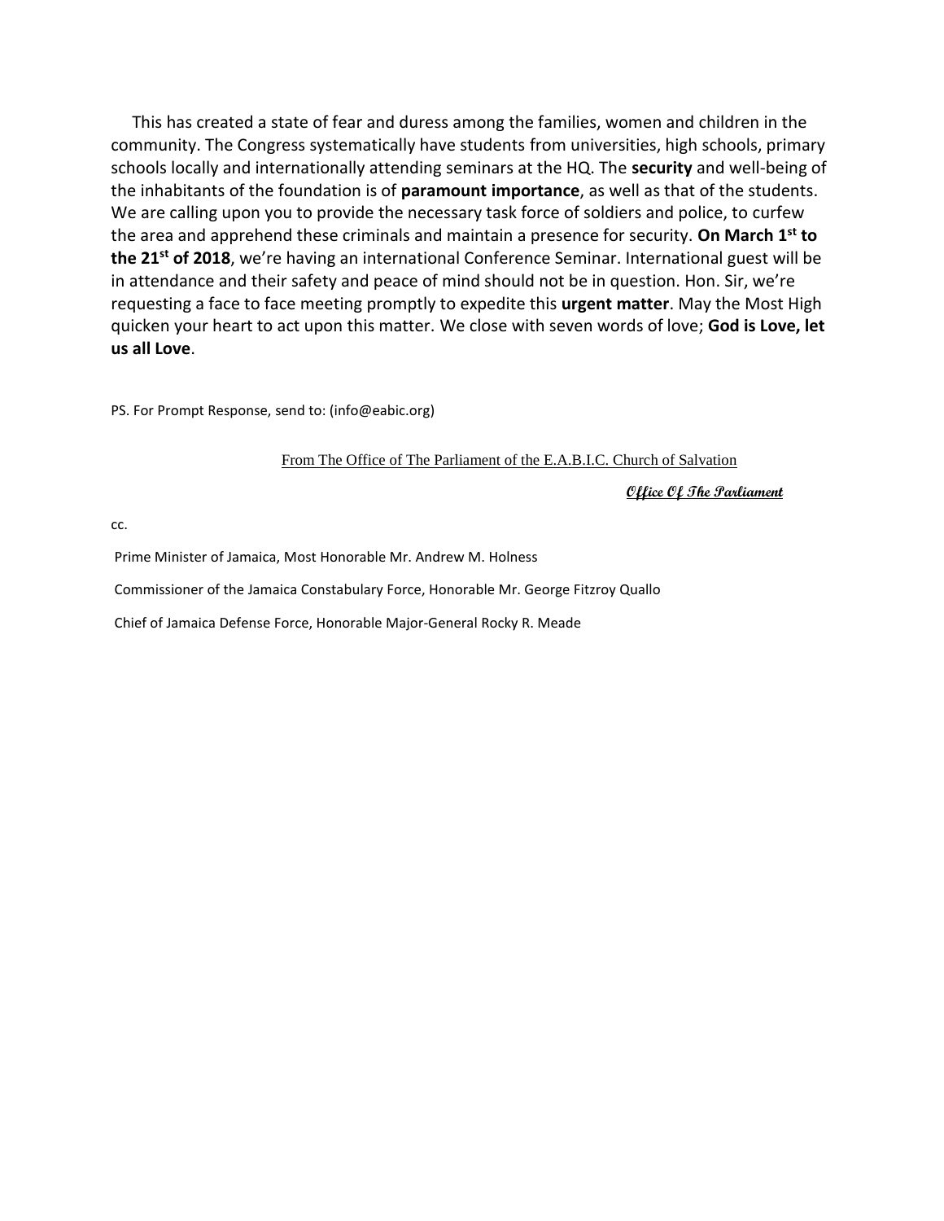This has created a state of fear and duress among the families, women and children in the community. The Congress systematically have students from universities, high schools, primary schools locally and internationally attending seminars at the HQ. The **security** and well-being of the inhabitants of the foundation is of **paramount importance**, as well as that of the students. We are calling upon you to provide the necessary task force of soldiers and police, to curfew the area and apprehend these criminals and maintain a presence for security. **On March 1st to the 21st of 2018**, we're having an international Conference Seminar. International guest will be in attendance and their safety and peace of mind should not be in question. Hon. Sir, we're requesting a face to face meeting promptly to expedite this **urgent matter**. May the Most High quicken your heart to act upon this matter. We close with seven words of love; **God is Love, let us all Love**.

PS. For Prompt Response, send to: (info@eabic.org)

From The Office of The Parliament of the E.A.B.I.C. Church of Salvation

**Office Of The Parliament**

cc.

Prime Minister of Jamaica, Most Honorable Mr. Andrew M. Holness

Commissioner of the Jamaica Constabulary Force, Honorable Mr. George Fitzroy Quallo

Chief of Jamaica Defense Force, Honorable Major-General Rocky R. Meade